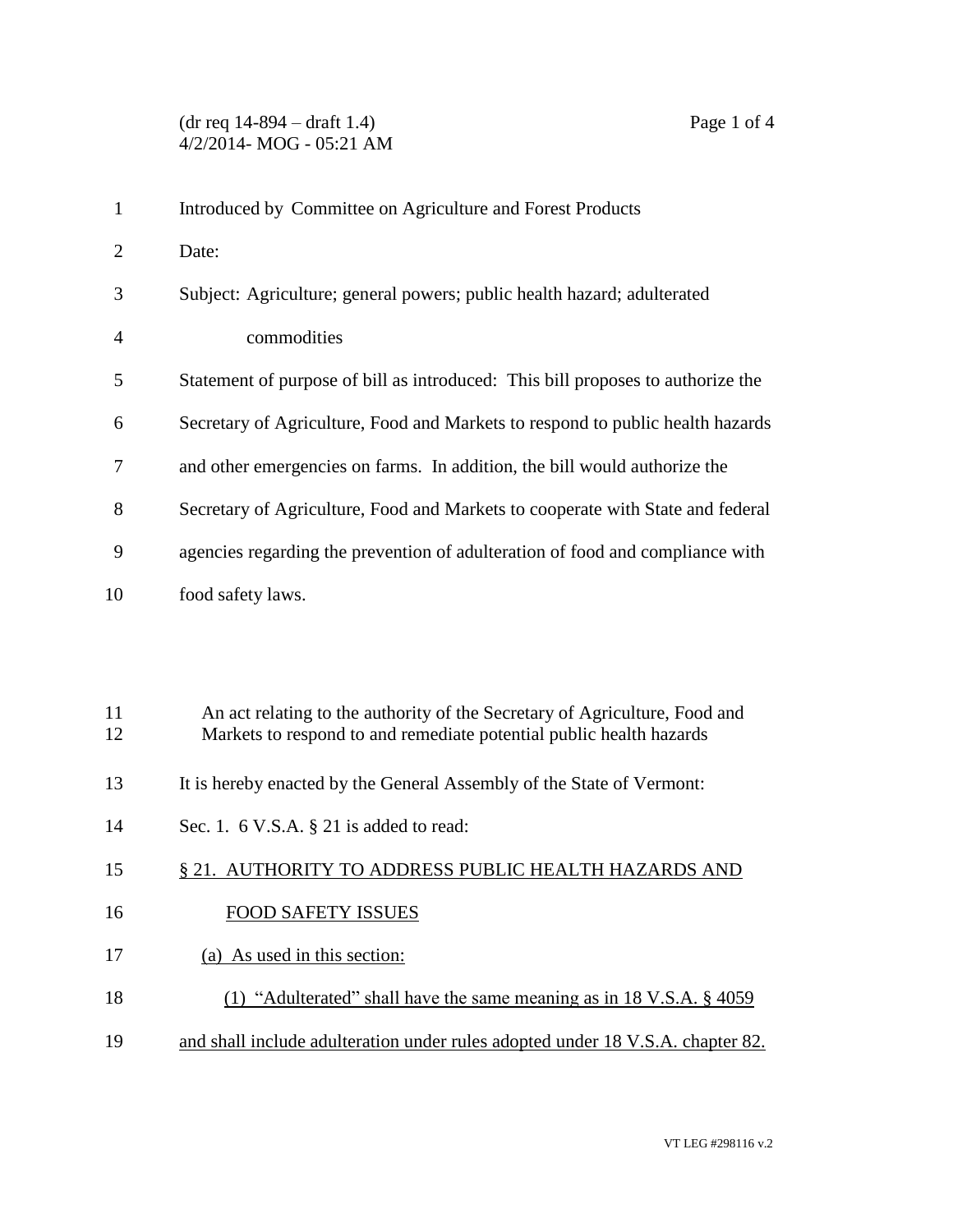(dr req 14-894 – draft 1.4)
4/2/2014- MOG - 05:21 AM

Introduced by Committee on Agriculture and Forest Products

Date:

Subject: Agriculture; general powers; public health hazard; adulterated commodities

Statement of purpose of bill as introduced: This bill proposes to authorize the Secretary of Agriculture, Food and Markets to respond to public health hazards and other emergencies on farms. In addition, the bill would authorize the Secretary of Agriculture, Food and Markets to cooperate with State and federal agencies regarding the prevention of adulteration of food and compliance with food safety laws.

An act relating to the authority of the Secretary of Agriculture, Food and Markets to respond to and remediate potential public health hazards

It is hereby enacted by the General Assembly of the State of Vermont:

Sec. 1. 6 V.S.A. § 21 is added to read:

§ 21. AUTHORITY TO ADDRESS PUBLIC HEALTH HAZARDS AND FOOD SAFETY ISSUES

(a) As used in this section:

(1) "Adulterated" shall have the same meaning as in 18 V.S.A. § 4059 and shall include adulteration under rules adopted under 18 V.S.A. chapter 82.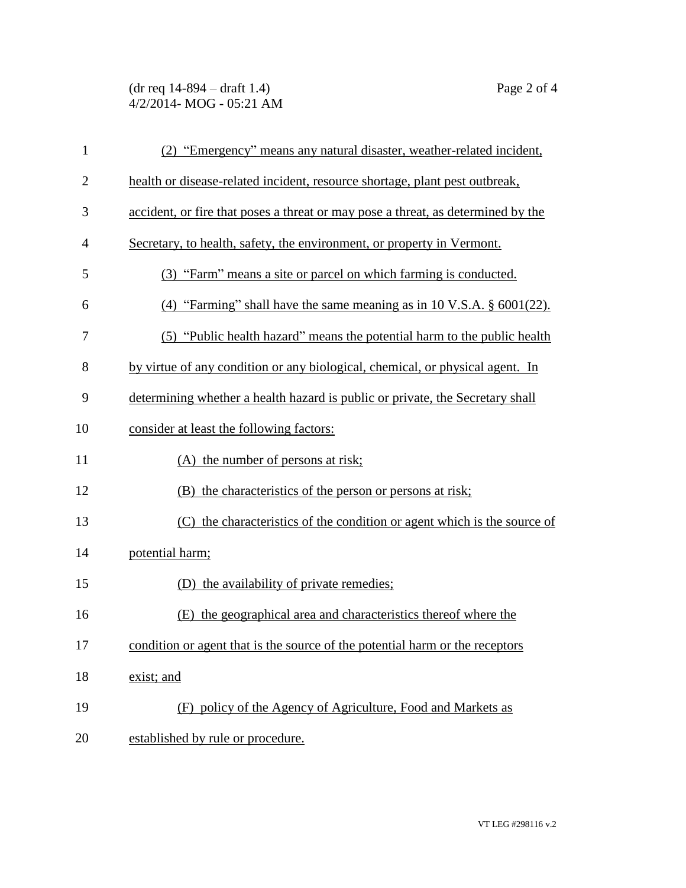(2) "Emergency" means any natural disaster, weather-related incident, health or disease-related incident, resource shortage, plant pest outbreak, accident, or fire that poses a threat or may pose a threat, as determined by the Secretary, to health, safety, the environment, or property in Vermont.

(3) "Farm" means a site or parcel on which farming is conducted.

(4) "Farming" shall have the same meaning as in 10 V.S.A. § 6001(22).

(5) "Public health hazard" means the potential harm to the public health by virtue of any condition or any biological, chemical, or physical agent. In determining whether a health hazard is public or private, the Secretary shall consider at least the following factors:

(A) the number of persons at risk;

(B) the characteristics of the person or persons at risk;

(C) the characteristics of the condition or agent which is the source of potential harm;

(D) the availability of private remedies;

(E) the geographical area and characteristics thereof where the condition or agent that is the source of the potential harm or the receptors exist; and

(F) policy of the Agency of Agriculture, Food and Markets as established by rule or procedure.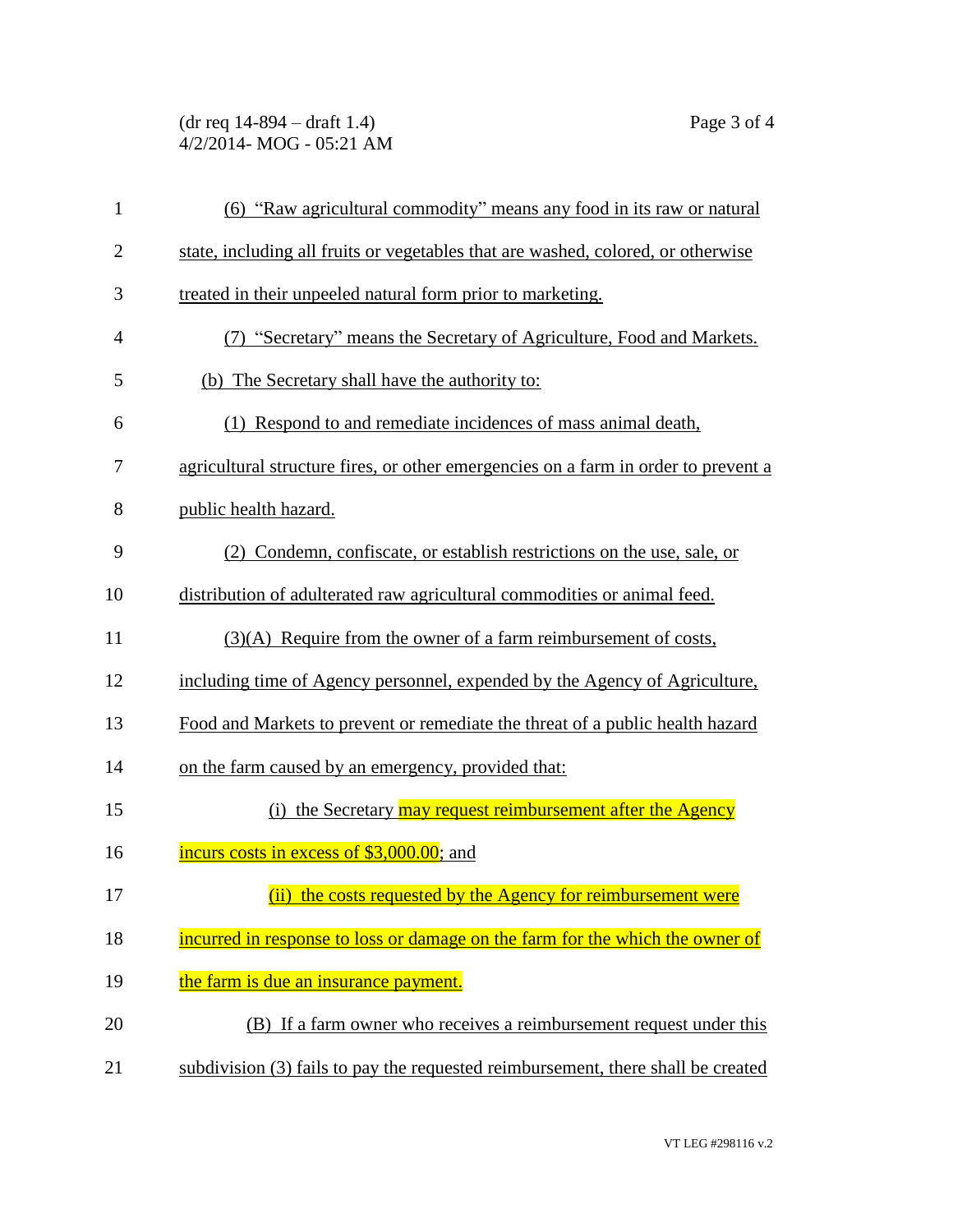(6) "Raw agricultural commodity" means any food in its raw or natural state, including all fruits or vegetables that are washed, colored, or otherwise treated in their unpeeled natural form prior to marketing.

(7) "Secretary" means the Secretary of Agriculture, Food and Markets.

(b) The Secretary shall have the authority to:

(1) Respond to and remediate incidences of mass animal death, agricultural structure fires, or other emergencies on a farm in order to prevent a public health hazard.

(2) Condemn, confiscate, or establish restrictions on the use, sale, or distribution of adulterated raw agricultural commodities or animal feed.

(3)(A) Require from the owner of a farm reimbursement of costs, including time of Agency personnel, expended by the Agency of Agriculture, Food and Markets to prevent or remediate the threat of a public health hazard on the farm caused by an emergency, provided that:

(i) the Secretary may request reimbursement after the Agency incurs costs in excess of $3,000.00; and

(ii) the costs requested by the Agency for reimbursement were incurred in response to loss or damage on the farm for the which the owner of the farm is due an insurance payment.

(B) If a farm owner who receives a reimbursement request under this subdivision (3) fails to pay the requested reimbursement, there shall be created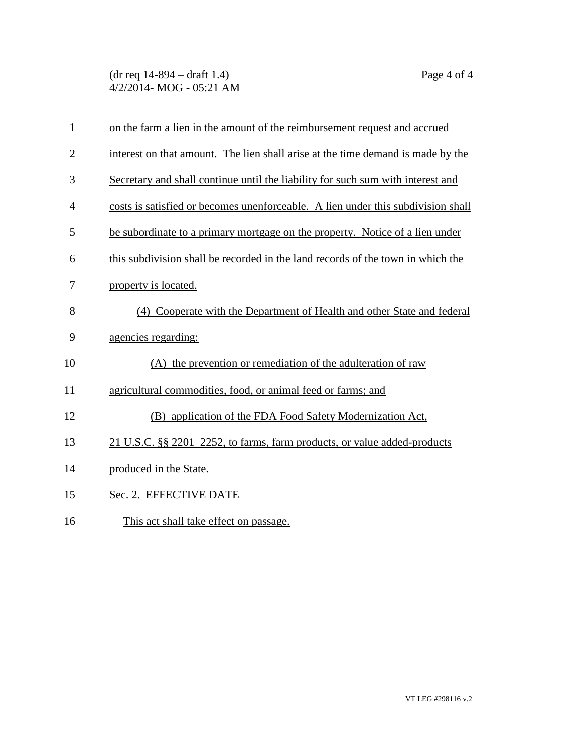on the farm a lien in the amount of the reimbursement request and accrued interest on that amount. The lien shall arise at the time demand is made by the Secretary and shall continue until the liability for such sum with interest and costs is satisfied or becomes unenforceable. A lien under this subdivision shall be subordinate to a primary mortgage on the property. Notice of a lien under this subdivision shall be recorded in the land records of the town in which the property is located.

(4) Cooperate with the Department of Health and other State and federal agencies regarding:

(A) the prevention or remediation of the adulteration of raw agricultural commodities, food, or animal feed or farms; and

(B) application of the FDA Food Safety Modernization Act, 21 U.S.C. §§ 2201–2252, to farms, farm products, or value added-products produced in the State.

Sec. 2. EFFECTIVE DATE

This act shall take effect on passage.